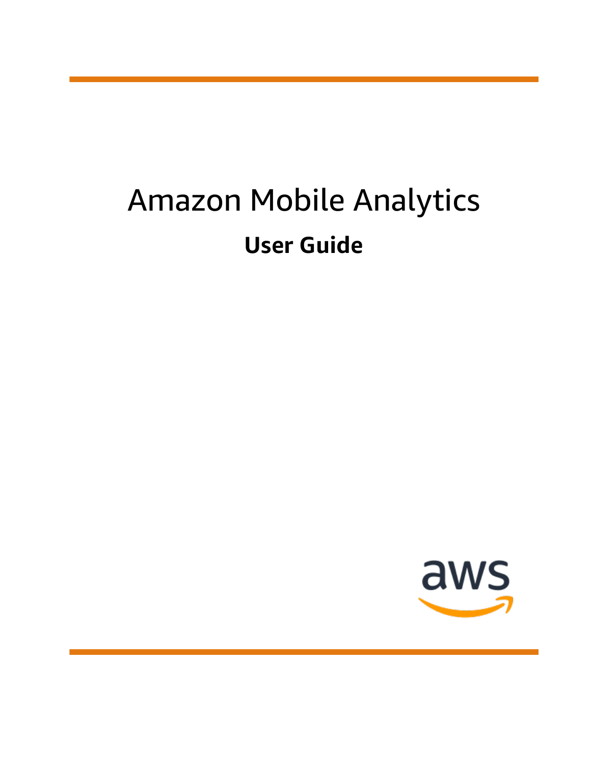# Amazon Mobile Analytics

## User Guide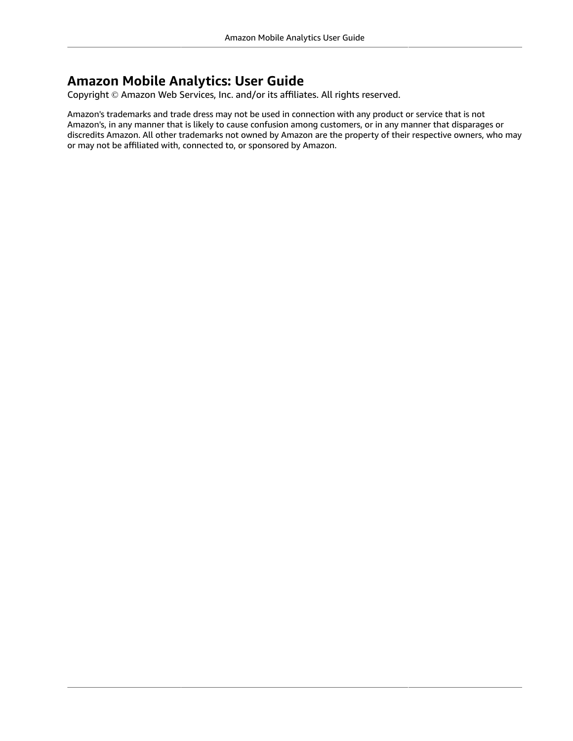# Amazon Mobile Analytics: User Guide

Copyright © Amazon Web Services, Inc. and/or its affiliates. All rights reserved.

Amazon's trademarks and trade dress may not be used in connection with any product or service that is not Amazon's, in any manner that is likely to cause confusion among customers, or in any manner that disparages or discredits Amazon. All other trademarks not owned by Amazon are the property of their respective owners, who may or may not be affiliated with, connected to, or sponsored by Amazon.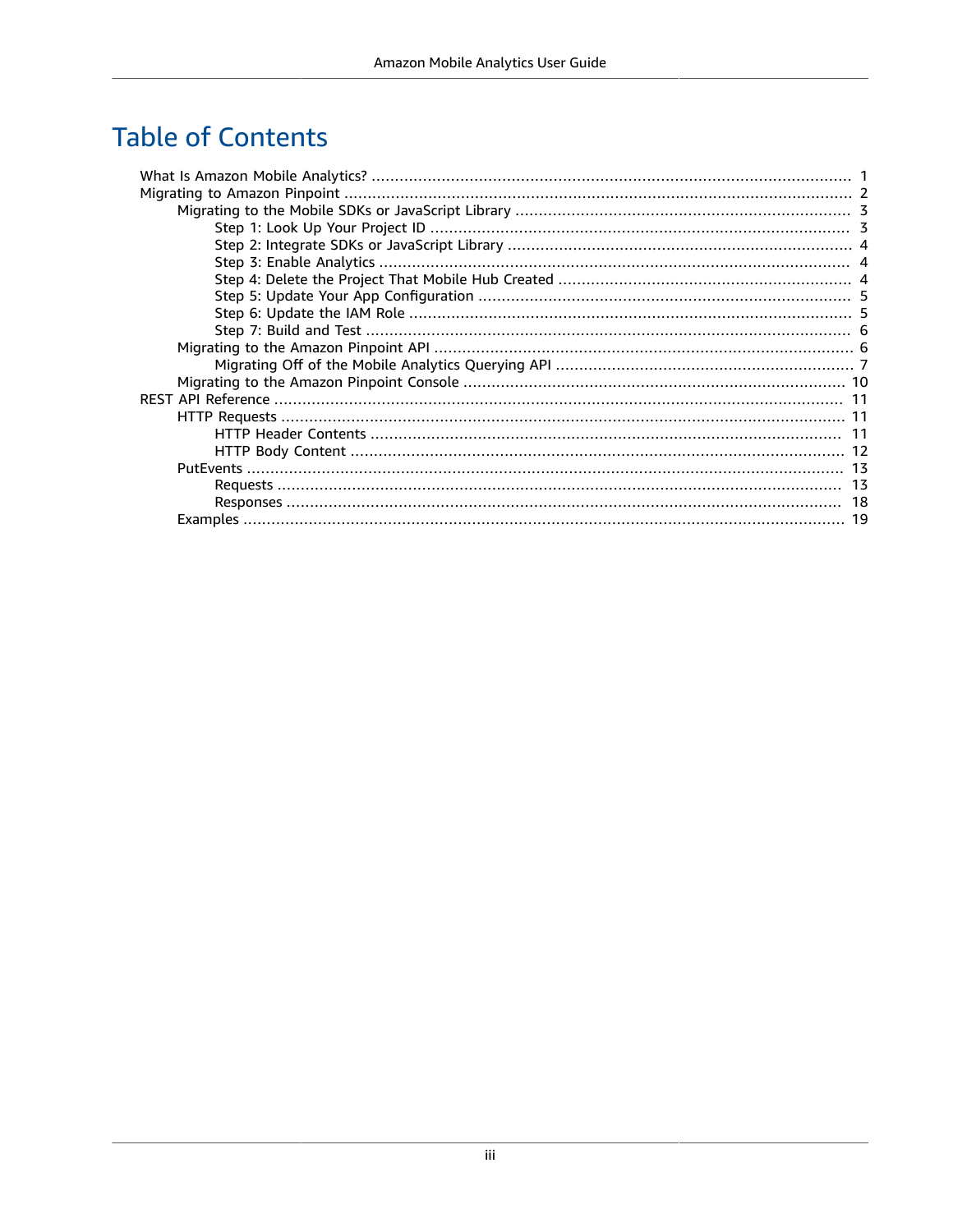# Table of Contents

- What Is Amazon Mobile Analytics? ... 1
- Migrating to Amazon Pinpoint ... 2
  - Migrating to the Mobile SDKs or JavaScript Library ... 3
    - Step 1: Look Up Your Project ID ... 3
    - Step 2: Integrate SDKs or JavaScript Library ... 4
    - Step 3: Enable Analytics ... 4
    - Step 4: Delete the Project That Mobile Hub Created ... 4
    - Step 5: Update Your App Configuration ... 5
    - Step 6: Update the IAM Role ... 5
    - Step 7: Build and Test ... 6
  - Migrating to the Amazon Pinpoint API ... 6
    - Migrating Off of the Mobile Analytics Querying API ... 7
  - Migrating to the Amazon Pinpoint Console ... 10
- REST API Reference ... 11
  - HTTP Requests ... 11
    - HTTP Header Contents ... 11
    - HTTP Body Content ... 12
  - PutEvents ... 13
    - Requests ... 13
    - Responses ... 18
  - Examples ... 19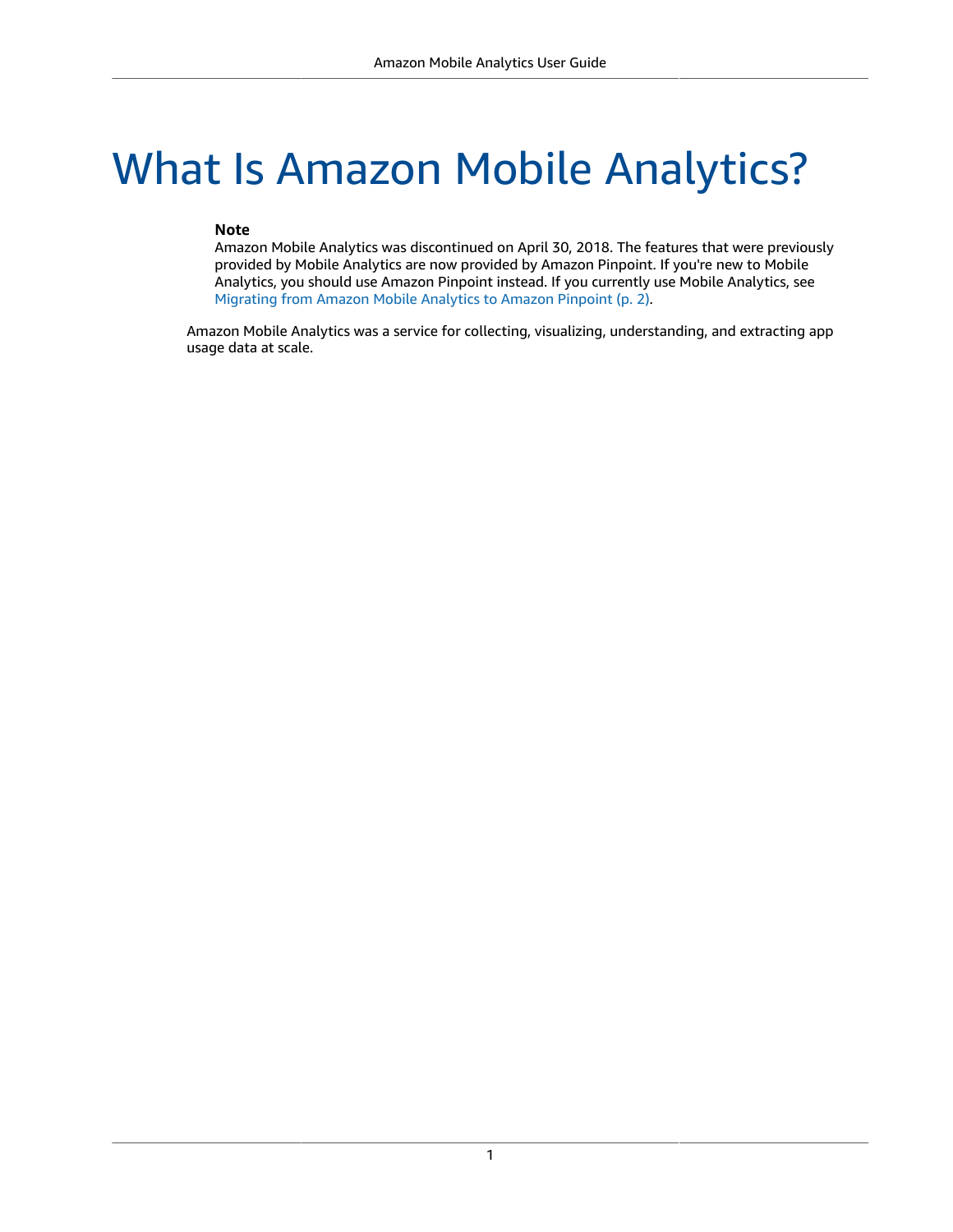# What Is Amazon Mobile Analytics?

> **Note**
>
> Amazon Mobile Analytics was discontinued on April 30, 2018. The features that were previously provided by Mobile Analytics are now provided by Amazon Pinpoint. If you're new to Mobile Analytics, you should use Amazon Pinpoint instead. If you currently use Mobile Analytics, see Migrating from Amazon Mobile Analytics to Amazon Pinpoint (p. 2).

Amazon Mobile Analytics was a service for collecting, visualizing, understanding, and extracting app usage data at scale.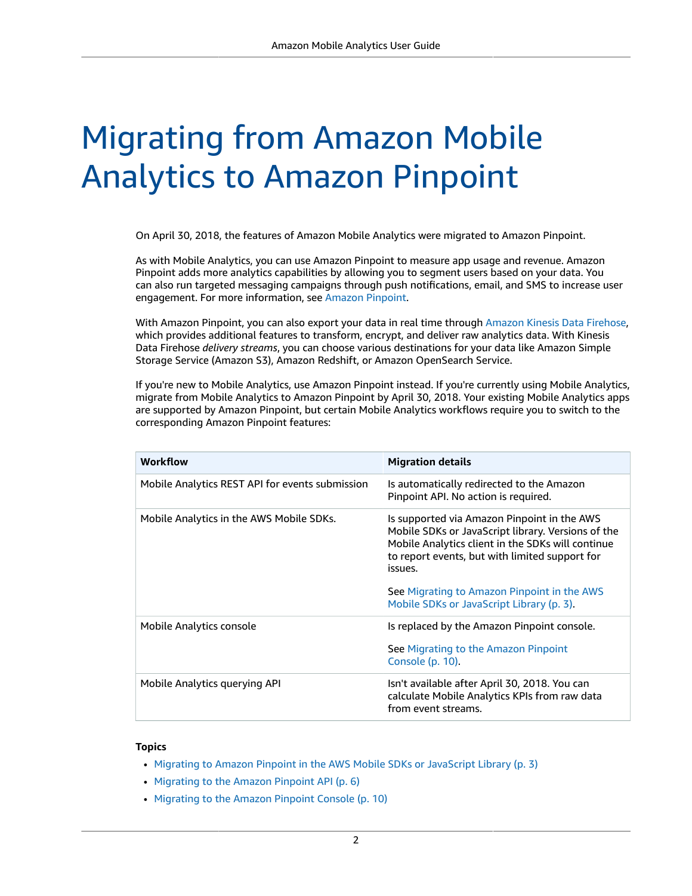# Migrating from Amazon Mobile Analytics to Amazon Pinpoint

On April 30, 2018, the features of Amazon Mobile Analytics were migrated to Amazon Pinpoint.

As with Mobile Analytics, you can use Amazon Pinpoint to measure app usage and revenue. Amazon Pinpoint adds more analytics capabilities by allowing you to segment users based on your data. You can also run targeted messaging campaigns through push notifications, email, and SMS to increase user engagement. For more information, see Amazon Pinpoint.

With Amazon Pinpoint, you can also export your data in real time through Amazon Kinesis Data Firehose, which provides additional features to transform, encrypt, and deliver raw analytics data. With Kinesis Data Firehose *delivery streams*, you can choose various destinations for your data like Amazon Simple Storage Service (Amazon S3), Amazon Redshift, or Amazon OpenSearch Service.

If you're new to Mobile Analytics, use Amazon Pinpoint instead. If you're currently using Mobile Analytics, migrate from Mobile Analytics to Amazon Pinpoint by April 30, 2018. Your existing Mobile Analytics apps are supported by Amazon Pinpoint, but certain Mobile Analytics workflows require you to switch to the corresponding Amazon Pinpoint features:

| Workflow | Migration details |
| --- | --- |
| Mobile Analytics REST API for events submission | Is automatically redirected to the Amazon Pinpoint API. No action is required. |
| Mobile Analytics in the AWS Mobile SDKs. | Is supported via Amazon Pinpoint in the AWS Mobile SDKs or JavaScript library. Versions of the Mobile Analytics client in the SDKs will continue to report events, but with limited support for issues.<br><br>See Migrating to Amazon Pinpoint in the AWS Mobile SDKs or JavaScript Library (p. 3). |
| Mobile Analytics console | Is replaced by the Amazon Pinpoint console.<br><br>See Migrating to the Amazon Pinpoint Console (p. 10). |
| Mobile Analytics querying API | Isn't available after April 30, 2018. You can calculate Mobile Analytics KPIs from raw data from event streams. |

**Topics**

- Migrating to Amazon Pinpoint in the AWS Mobile SDKs or JavaScript Library (p. 3)
- Migrating to the Amazon Pinpoint API (p. 6)
- Migrating to the Amazon Pinpoint Console (p. 10)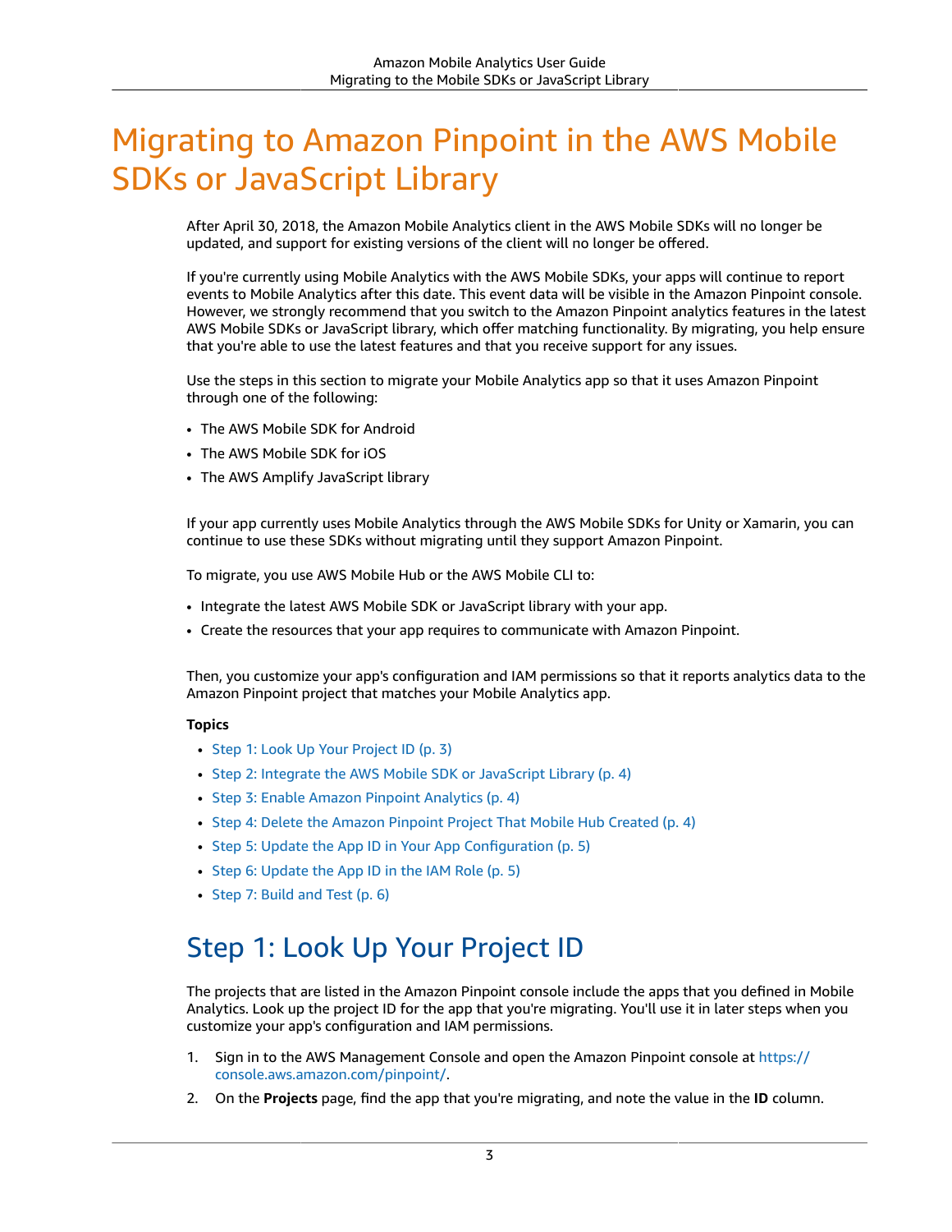# Migrating to Amazon Pinpoint in the AWS Mobile SDKs or JavaScript Library

After April 30, 2018, the Amazon Mobile Analytics client in the AWS Mobile SDKs will no longer be updated, and support for existing versions of the client will no longer be offered.

If you're currently using Mobile Analytics with the AWS Mobile SDKs, your apps will continue to report events to Mobile Analytics after this date. This event data will be visible in the Amazon Pinpoint console. However, we strongly recommend that you switch to the Amazon Pinpoint analytics features in the latest AWS Mobile SDKs or JavaScript library, which offer matching functionality. By migrating, you help ensure that you're able to use the latest features and that you receive support for any issues.

Use the steps in this section to migrate your Mobile Analytics app so that it uses Amazon Pinpoint through one of the following:

- The AWS Mobile SDK for Android
- The AWS Mobile SDK for iOS
- The AWS Amplify JavaScript library

If your app currently uses Mobile Analytics through the AWS Mobile SDKs for Unity or Xamarin, you can continue to use these SDKs without migrating until they support Amazon Pinpoint.

To migrate, you use AWS Mobile Hub or the AWS Mobile CLI to:

- Integrate the latest AWS Mobile SDK or JavaScript library with your app.
- Create the resources that your app requires to communicate with Amazon Pinpoint.

Then, you customize your app's configuration and IAM permissions so that it reports analytics data to the Amazon Pinpoint project that matches your Mobile Analytics app.

**Topics**

- Step 1: Look Up Your Project ID (p. 3)
- Step 2: Integrate the AWS Mobile SDK or JavaScript Library (p. 4)
- Step 3: Enable Amazon Pinpoint Analytics (p. 4)
- Step 4: Delete the Amazon Pinpoint Project That Mobile Hub Created (p. 4)
- Step 5: Update the App ID in Your App Configuration (p. 5)
- Step 6: Update the App ID in the IAM Role (p. 5)
- Step 7: Build and Test (p. 6)

## Step 1: Look Up Your Project ID

The projects that are listed in the Amazon Pinpoint console include the apps that you defined in Mobile Analytics. Look up the project ID for the app that you're migrating. You'll use it in later steps when you customize your app's configuration and IAM permissions.

1. Sign in to the AWS Management Console and open the Amazon Pinpoint console at https://console.aws.amazon.com/pinpoint/.
2. On the **Projects** page, find the app that you're migrating, and note the value in the **ID** column.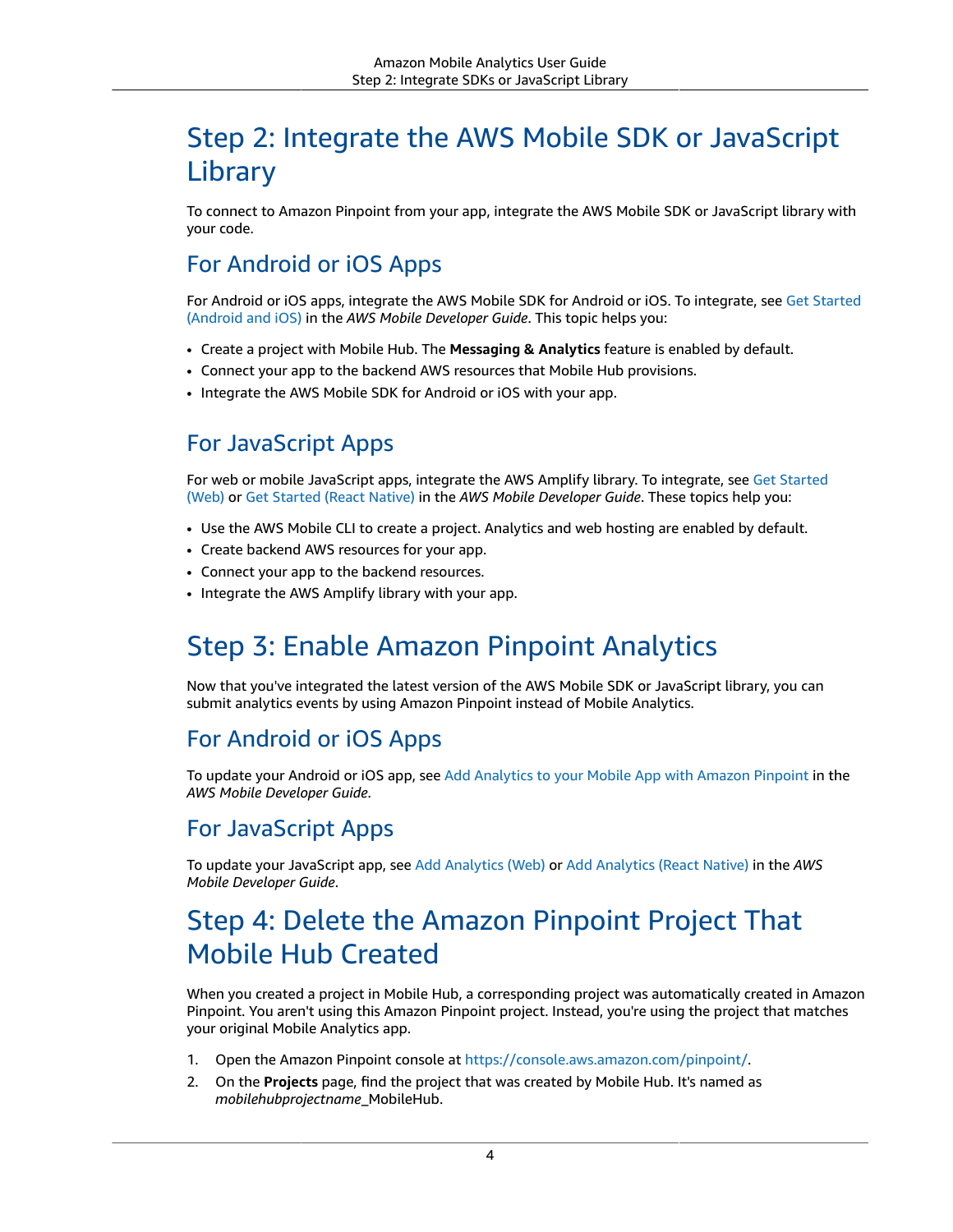# Step 2: Integrate the AWS Mobile SDK or JavaScript Library

To connect to Amazon Pinpoint from your app, integrate the AWS Mobile SDK or JavaScript library with your code.

## For Android or iOS Apps

For Android or iOS apps, integrate the AWS Mobile SDK for Android or iOS. To integrate, see Get Started (Android and iOS) in the *AWS Mobile Developer Guide*. This topic helps you:

- Create a project with Mobile Hub. The **Messaging & Analytics** feature is enabled by default.
- Connect your app to the backend AWS resources that Mobile Hub provisions.
- Integrate the AWS Mobile SDK for Android or iOS with your app.

## For JavaScript Apps

For web or mobile JavaScript apps, integrate the AWS Amplify library. To integrate, see Get Started (Web) or Get Started (React Native) in the *AWS Mobile Developer Guide*. These topics help you:

- Use the AWS Mobile CLI to create a project. Analytics and web hosting are enabled by default.
- Create backend AWS resources for your app.
- Connect your app to the backend resources.
- Integrate the AWS Amplify library with your app.

# Step 3: Enable Amazon Pinpoint Analytics

Now that you've integrated the latest version of the AWS Mobile SDK or JavaScript library, you can submit analytics events by using Amazon Pinpoint instead of Mobile Analytics.

## For Android or iOS Apps

To update your Android or iOS app, see Add Analytics to your Mobile App with Amazon Pinpoint in the *AWS Mobile Developer Guide*.

## For JavaScript Apps

To update your JavaScript app, see Add Analytics (Web) or Add Analytics (React Native) in the *AWS Mobile Developer Guide*.

# Step 4: Delete the Amazon Pinpoint Project That Mobile Hub Created

When you created a project in Mobile Hub, a corresponding project was automatically created in Amazon Pinpoint. You aren't using this Amazon Pinpoint project. Instead, you're using the project that matches your original Mobile Analytics app.

1. Open the Amazon Pinpoint console at https://console.aws.amazon.com/pinpoint/.
2. On the **Projects** page, find the project that was created by Mobile Hub. It's named as *mobilehubprojectname*_MobileHub.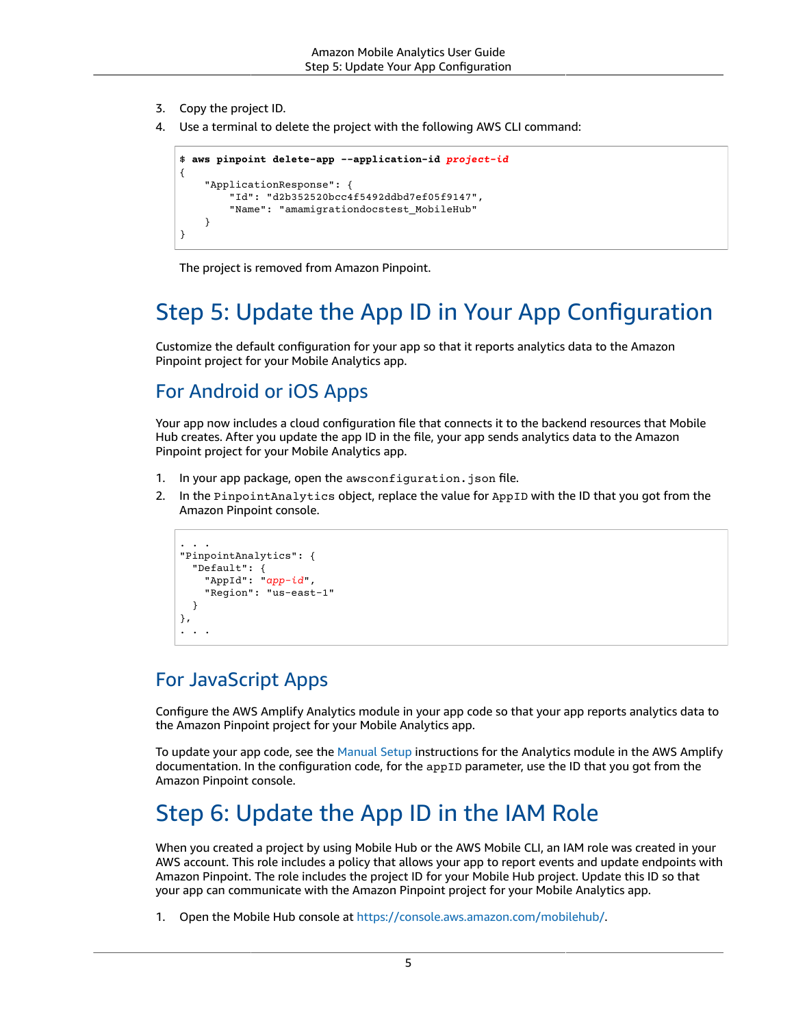3. Copy the project ID.
4. Use a terminal to delete the project with the following AWS CLI command:

```
$ aws pinpoint delete-app --application-id project-id
{
    "ApplicationResponse": {
        "Id": "d2b352520bcc4f5492ddbd7ef05f9147",
        "Name": "amamigrationdocstest_MobileHub"
    }
}
```

The project is removed from Amazon Pinpoint.

# Step 5: Update the App ID in Your App Configuration

Customize the default configuration for your app so that it reports analytics data to the Amazon Pinpoint project for your Mobile Analytics app.

## For Android or iOS Apps

Your app now includes a cloud configuration file that connects it to the backend resources that Mobile Hub creates. After you update the app ID in the file, your app sends analytics data to the Amazon Pinpoint project for your Mobile Analytics app.

1. In your app package, open the `awsconfiguration.json` file.
2. In the `PinpointAnalytics` object, replace the value for `AppID` with the ID that you got from the Amazon Pinpoint console.

```
. . .
"PinpointAnalytics": {
  "Default": {
    "AppId": "app-id",
    "Region": "us-east-1"
  }
},
. . .
```

## For JavaScript Apps

Configure the AWS Amplify Analytics module in your app code so that your app reports analytics data to the Amazon Pinpoint project for your Mobile Analytics app.

To update your app code, see the Manual Setup instructions for the Analytics module in the AWS Amplify documentation. In the configuration code, for the `appID` parameter, use the ID that you got from the Amazon Pinpoint console.

# Step 6: Update the App ID in the IAM Role

When you created a project by using Mobile Hub or the AWS Mobile CLI, an IAM role was created in your AWS account. This role includes a policy that allows your app to report events and update endpoints with Amazon Pinpoint. The role includes the project ID for your Mobile Hub project. Update this ID so that your app can communicate with the Amazon Pinpoint project for your Mobile Analytics app.

1. Open the Mobile Hub console at https://console.aws.amazon.com/mobilehub/.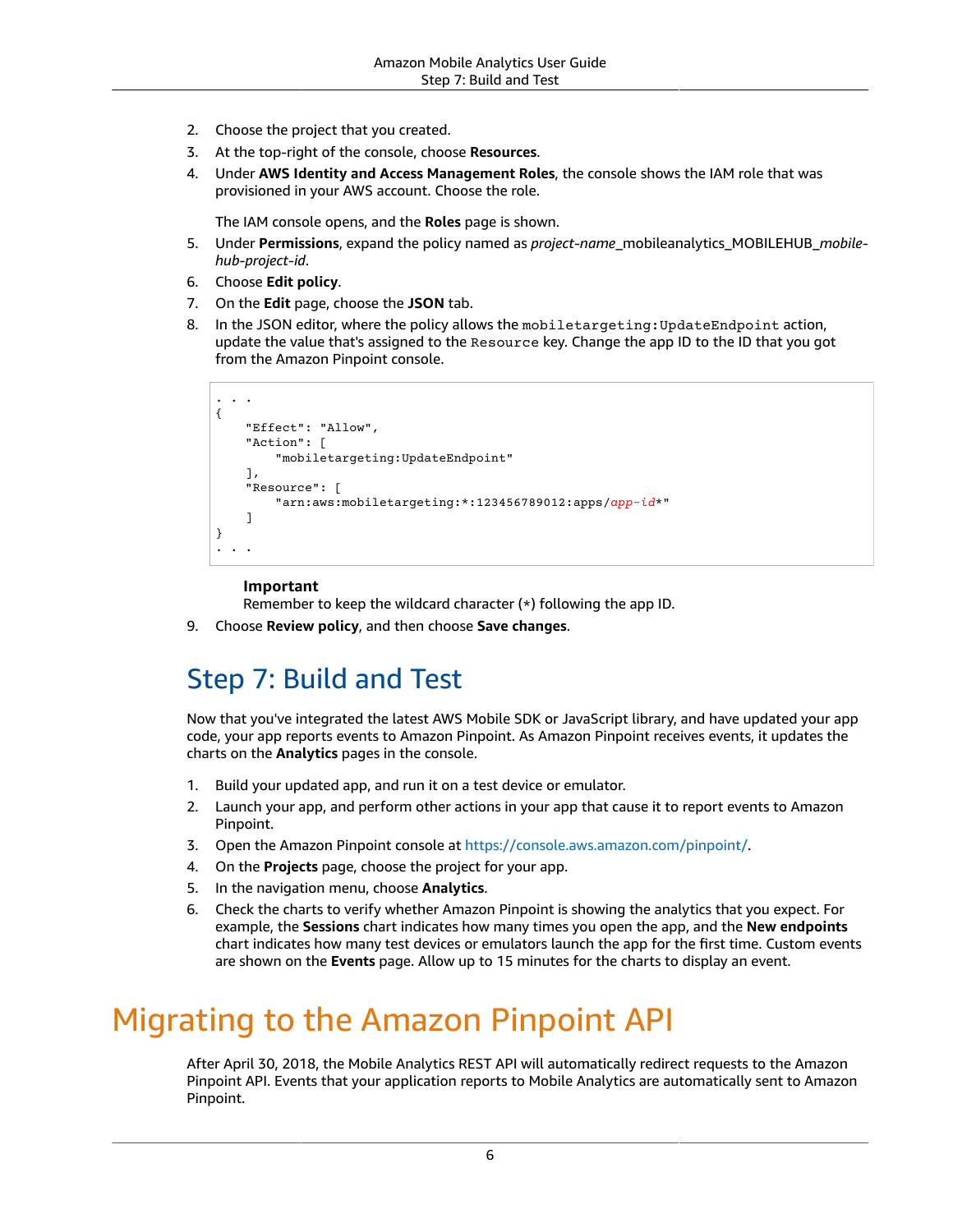2. Choose the project that you created.
3. At the top-right of the console, choose **Resources**.
4. Under **AWS Identity and Access Management Roles**, the console shows the IAM role that was provisioned in your AWS account. Choose the role.

   The IAM console opens, and the **Roles** page is shown.
5. Under **Permissions**, expand the policy named as *project-name*_mobileanalytics_MOBILEHUB_*mobile-hub-project-id*.
6. Choose **Edit policy**.
7. On the **Edit** page, choose the **JSON** tab.
8. In the JSON editor, where the policy allows the `mobiletargeting:UpdateEndpoint` action, update the value that's assigned to the `Resource` key. Change the app ID to the ID that you got from the Amazon Pinpoint console.

```
. . .
{
    "Effect": "Allow",
    "Action": [
        "mobiletargeting:UpdateEndpoint"
    ],
    "Resource": [
        "arn:aws:mobiletargeting:*:123456789012:apps/app-id*"
    ]
}
. . .
```

   **Important**
   Remember to keep the wildcard character (*) following the app ID.
9. Choose **Review policy**, and then choose **Save changes**.

## Step 7: Build and Test

Now that you've integrated the latest AWS Mobile SDK or JavaScript library, and have updated your app code, your app reports events to Amazon Pinpoint. As Amazon Pinpoint receives events, it updates the charts on the **Analytics** pages in the console.

1. Build your updated app, and run it on a test device or emulator.
2. Launch your app, and perform other actions in your app that cause it to report events to Amazon Pinpoint.
3. Open the Amazon Pinpoint console at https://console.aws.amazon.com/pinpoint/.
4. On the **Projects** page, choose the project for your app.
5. In the navigation menu, choose **Analytics**.
6. Check the charts to verify whether Amazon Pinpoint is showing the analytics that you expect. For example, the **Sessions** chart indicates how many times you open the app, and the **New endpoints** chart indicates how many test devices or emulators launch the app for the first time. Custom events are shown on the **Events** page. Allow up to 15 minutes for the charts to display an event.

# Migrating to the Amazon Pinpoint API

After April 30, 2018, the Mobile Analytics REST API will automatically redirect requests to the Amazon Pinpoint API. Events that your application reports to Mobile Analytics are automatically sent to Amazon Pinpoint.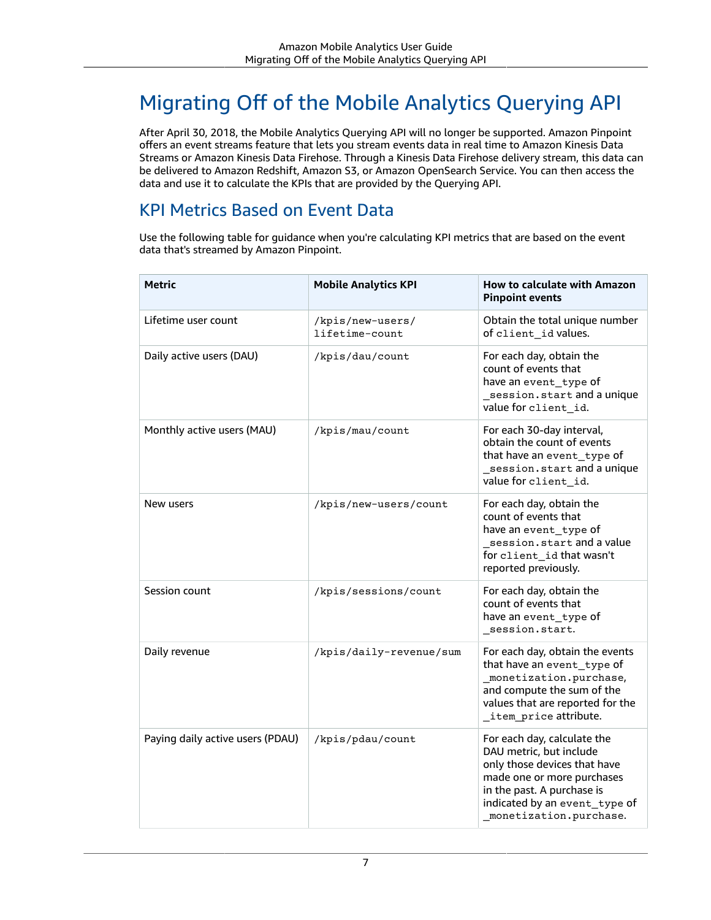# Migrating Off of the Mobile Analytics Querying API

After April 30, 2018, the Mobile Analytics Querying API will no longer be supported. Amazon Pinpoint offers an event streams feature that lets you stream events data in real time to Amazon Kinesis Data Streams or Amazon Kinesis Data Firehose. Through a Kinesis Data Firehose delivery stream, this data can be delivered to Amazon Redshift, Amazon S3, or Amazon OpenSearch Service. You can then access the data and use it to calculate the KPIs that are provided by the Querying API.

## KPI Metrics Based on Event Data

Use the following table for guidance when you're calculating KPI metrics that are based on the event data that's streamed by Amazon Pinpoint.

| Metric | Mobile Analytics KPI | How to calculate with Amazon Pinpoint events |
| --- | --- | --- |
| Lifetime user count | `/kpis/new-users/lifetime-count` | Obtain the total unique number of `client_id` values. |
| Daily active users (DAU) | `/kpis/dau/count` | For each day, obtain the count of events that have an `event_type` of `_session.start` and a unique value for `client_id`. |
| Monthly active users (MAU) | `/kpis/mau/count` | For each 30-day interval, obtain the count of events that have an `event_type` of `_session.start` and a unique value for `client_id`. |
| New users | `/kpis/new-users/count` | For each day, obtain the count of events that have an `event_type` of `_session.start` and a value for `client_id` that wasn't reported previously. |
| Session count | `/kpis/sessions/count` | For each day, obtain the count of events that have an `event_type` of `_session.start`. |
| Daily revenue | `/kpis/daily-revenue/sum` | For each day, obtain the events that have an `event_type` of `_monetization.purchase`, and compute the sum of the values that are reported for the `_item_price` attribute. |
| Paying daily active users (PDAU) | `/kpis/pdau/count` | For each day, calculate the DAU metric, but include only those devices that have made one or more purchases in the past. A purchase is indicated by an `event_type` of `_monetization.purchase`. |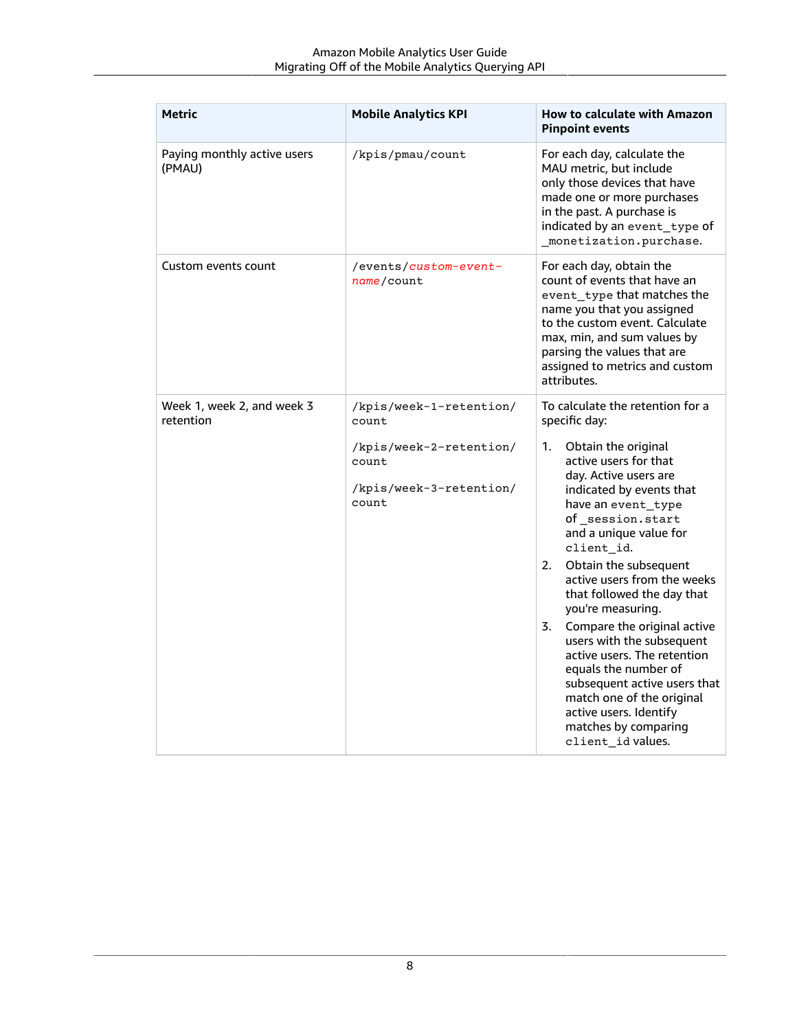| Metric | Mobile Analytics KPI | How to calculate with Amazon Pinpoint events |
| --- | --- | --- |
| Paying monthly active users (PMAU) | `/kpis/pmau/count` | For each day, calculate the MAU metric, but include only those devices that have made one or more purchases in the past. A purchase is indicated by an `event_type` of `_monetization.purchase`. |
| Custom events count | `/events/custom-event-name/count` | For each day, obtain the count of events that have an `event_type` that matches the name you that you assigned to the custom event. Calculate max, min, and sum values by parsing the values that are assigned to metrics and custom attributes. |
| Week 1, week 2, and week 3 retention | `/kpis/week-1-retention/count`<br><br>`/kpis/week-2-retention/count`<br><br>`/kpis/week-3-retention/count` | To calculate the retention for a specific day:<br><br>1. Obtain the original active users for that day. Active users are indicated by events that have an `event_type` of `_session.start` and a unique value for `client_id`.<br>2. Obtain the subsequent active users from the weeks that followed the day that you're measuring.<br>3. Compare the original active users with the subsequent active users. The retention equals the number of subsequent active users that match one of the original active users. Identify matches by comparing `client_id` values. |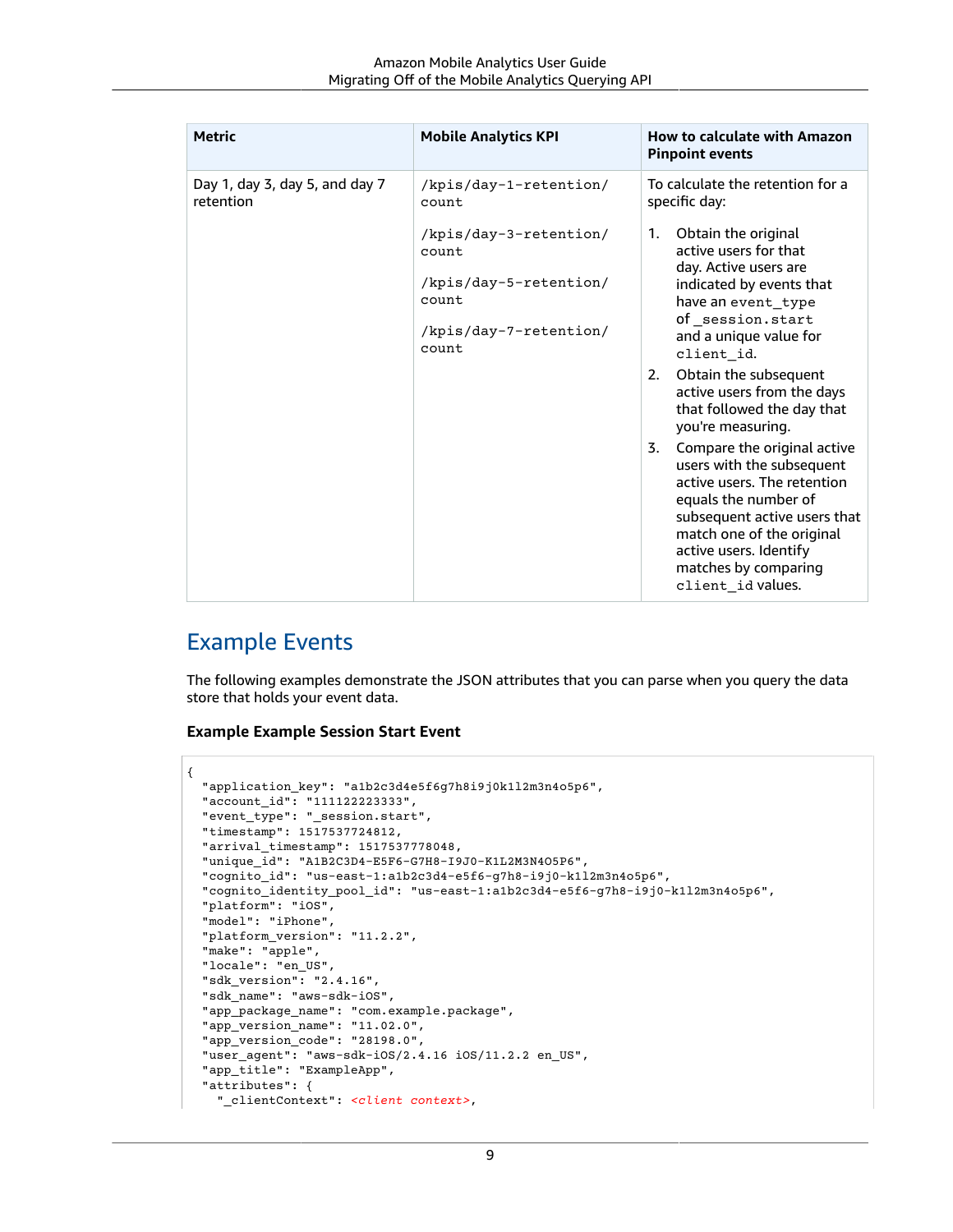| Metric | Mobile Analytics KPI | How to calculate with Amazon Pinpoint events |
| --- | --- | --- |
| Day 1, day 3, day 5, and day 7 retention | `/kpis/day-1-retention/count`<br><br>`/kpis/day-3-retention/count`<br><br>`/kpis/day-5-retention/count`<br><br>`/kpis/day-7-retention/count` | To calculate the retention for a specific day:<br><br>1. Obtain the original active users for that day. Active users are indicated by events that have an `event_type` of `_session.start` and a unique value for `client_id`.<br>2. Obtain the subsequent active users from the days that followed the day that you're measuring.<br>3. Compare the original active users with the subsequent active users. The retention equals the number of subsequent active users that match one of the original active users. Identify matches by comparing `client_id` values. |

## Example Events

The following examples demonstrate the JSON attributes that you can parse when you query the data store that holds your event data.

### Example Example Session Start Event

```
{
  "application_key": "a1b2c3d4e5f6g7h8i9j0k1l2m3n4o5p6",
  "account_id": "111122223333",
  "event_type": "_session.start",
  "timestamp": 1517537724812,
  "arrival_timestamp": 1517537778048,
  "unique_id": "A1B2C3D4-E5F6-G7H8-I9J0-K1L2M3N4O5P6",
  "cognito_id": "us-east-1:a1b2c3d4-e5f6-g7h8-i9j0-k1l2m3n4o5p6",
  "cognito_identity_pool_id": "us-east-1:a1b2c3d4-e5f6-g7h8-i9j0-k1l2m3n4o5p6",
  "platform": "iOS",
  "model": "iPhone",
  "platform_version": "11.2.2",
  "make": "apple",
  "locale": "en_US",
  "sdk_version": "2.4.16",
  "sdk_name": "aws-sdk-iOS",
  "app_package_name": "com.example.package",
  "app_version_name": "11.02.0",
  "app_version_code": "28198.0",
  "user_agent": "aws-sdk-iOS/2.4.16 iOS/11.2.2 en_US",
  "app_title": "ExampleApp",
  "attributes": {
    "_clientContext": <client context>,
```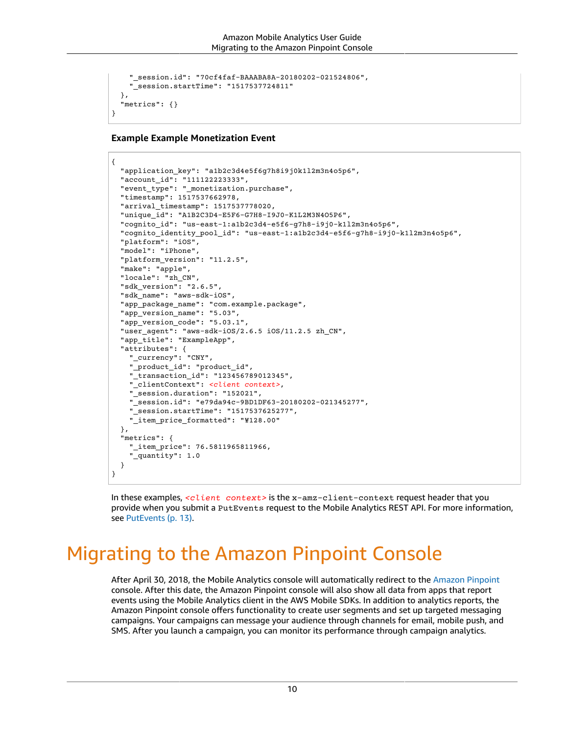```
    "_session.id": "70cf4faf-BAAABA8A-20180202-021524806",
    "_session.startTime": "1517537724811"
  },
  "metrics": {}
}
```

**Example Example Monetization Event**

```
{
  "application_key": "a1b2c3d4e5f6g7h8i9j0k1l2m3n4o5p6",
  "account_id": "111122223333",
  "event_type": "_monetization.purchase",
  "timestamp": 1517537662978,
  "arrival_timestamp": 1517537778020,
  "unique_id": "A1B2C3D4-E5F6-G7H8-I9J0-K1L2M3N4O5P6",
  "cognito_id": "us-east-1:a1b2c3d4-e5f6-g7h8-i9j0-k1l2m3n4o5p6",
  "cognito_identity_pool_id": "us-east-1:a1b2c3d4-e5f6-g7h8-i9j0-k1l2m3n4o5p6",
  "platform": "iOS",
  "model": "iPhone",
  "platform_version": "11.2.5",
  "make": "apple",
  "locale": "zh_CN",
  "sdk_version": "2.6.5",
  "sdk_name": "aws-sdk-iOS",
  "app_package_name": "com.example.package",
  "app_version_name": "5.03",
  "app_version_code": "5.03.1",
  "user_agent": "aws-sdk-iOS/2.6.5 iOS/11.2.5 zh_CN",
  "app_title": "ExampleApp",
  "attributes": {
    "_currency": "CNY",
    "_product_id": "product_id",
    "_transaction_id": "123456789012345",
    "_clientContext": <client context>,
    "_session.duration": "152021",
    "_session.id": "e79da94c-9BD1DF63-20180202-021345277",
    "_session.startTime": "1517537625277",
    "_item_price_formatted": "¥128.00"
  },
  "metrics": {
    "_item_price": 76.5811965811966,
    "_quantity": 1.0
  }
}
```

In these examples, *<client context>* is the `x-amz-client-context` request header that you provide when you submit a `PutEvents` request to the Mobile Analytics REST API. For more information, see PutEvents (p. 13).

# Migrating to the Amazon Pinpoint Console

After April 30, 2018, the Mobile Analytics console will automatically redirect to the Amazon Pinpoint console. After this date, the Amazon Pinpoint console will also show all data from apps that report events using the Mobile Analytics client in the AWS Mobile SDKs. In addition to analytics reports, the Amazon Pinpoint console offers functionality to create user segments and set up targeted messaging campaigns. Your campaigns can message your audience through channels for email, mobile push, and SMS. After you launch a campaign, you can monitor its performance through campaign analytics.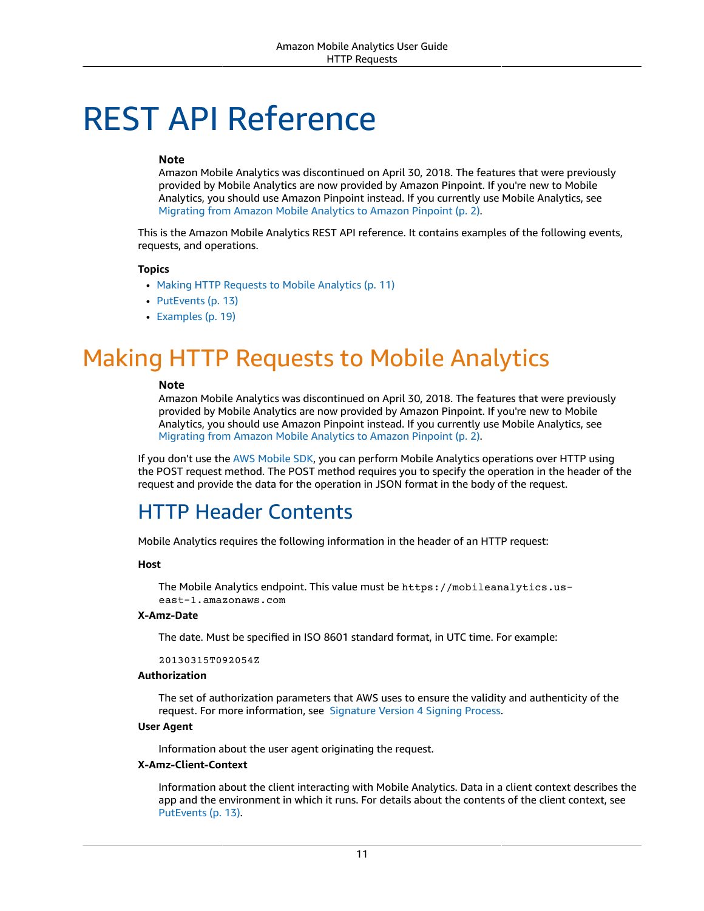# REST API Reference

> **Note**
> Amazon Mobile Analytics was discontinued on April 30, 2018. The features that were previously provided by Mobile Analytics are now provided by Amazon Pinpoint. If you're new to Mobile Analytics, you should use Amazon Pinpoint instead. If you currently use Mobile Analytics, see Migrating from Amazon Mobile Analytics to Amazon Pinpoint (p. 2).

This is the Amazon Mobile Analytics REST API reference. It contains examples of the following events, requests, and operations.

**Topics**

- Making HTTP Requests to Mobile Analytics (p. 11)
- PutEvents (p. 13)
- Examples (p. 19)

## Making HTTP Requests to Mobile Analytics

> **Note**
> Amazon Mobile Analytics was discontinued on April 30, 2018. The features that were previously provided by Mobile Analytics are now provided by Amazon Pinpoint. If you're new to Mobile Analytics, you should use Amazon Pinpoint instead. If you currently use Mobile Analytics, see Migrating from Amazon Mobile Analytics to Amazon Pinpoint (p. 2).

If you don't use the AWS Mobile SDK, you can perform Mobile Analytics operations over HTTP using the POST request method. The POST method requires you to specify the operation in the header of the request and provide the data for the operation in JSON format in the body of the request.

### HTTP Header Contents

Mobile Analytics requires the following information in the header of an HTTP request:

**Host**

The Mobile Analytics endpoint. This value must be `https://mobileanalytics.us-east-1.amazonaws.com`

**X-Amz-Date**

The date. Must be specified in ISO 8601 standard format, in UTC time. For example:

```
20130315T092054Z
```

**Authorization**

The set of authorization parameters that AWS uses to ensure the validity and authenticity of the request. For more information, see Signature Version 4 Signing Process.

**User Agent**

Information about the user agent originating the request.

**X-Amz-Client-Context**

Information about the client interacting with Mobile Analytics. Data in a client context describes the app and the environment in which it runs. For details about the contents of the client context, see PutEvents (p. 13).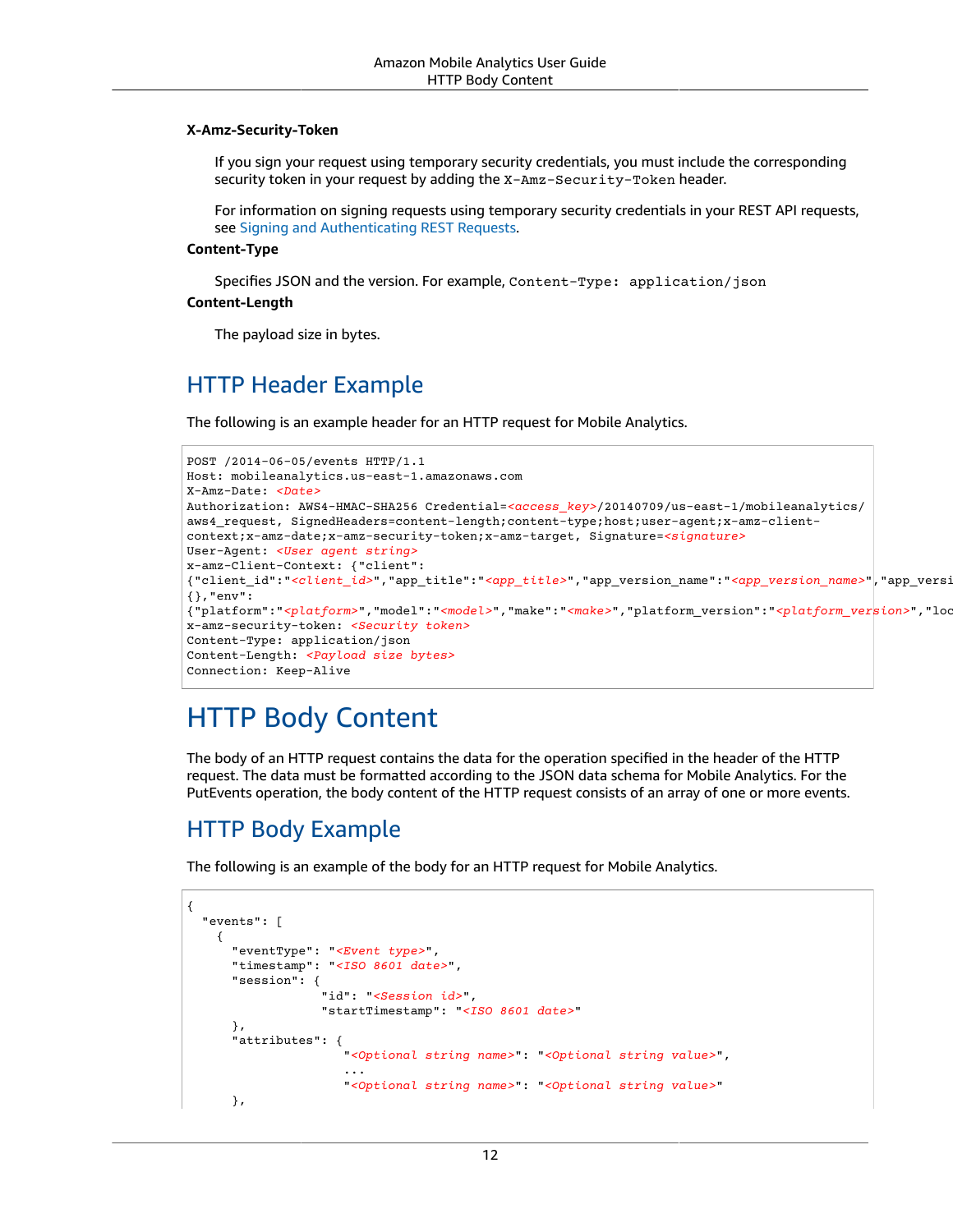**X-Amz-Security-Token**

If you sign your request using temporary security credentials, you must include the corresponding security token in your request by adding the `X-Amz-Security-Token` header.

For information on signing requests using temporary security credentials in your REST API requests, see Signing and Authenticating REST Requests.

**Content-Type**

Specifies JSON and the version. For example, `Content-Type: application/json`

**Content-Length**

The payload size in bytes.

## HTTP Header Example

The following is an example header for an HTTP request for Mobile Analytics.

```
POST /2014-06-05/events HTTP/1.1
Host: mobileanalytics.us-east-1.amazonaws.com
X-Amz-Date: <Date>
Authorization: AWS4-HMAC-SHA256 Credential=<access_key>/20140709/us-east-1/mobileanalytics/
aws4_request, SignedHeaders=content-length;content-type;host;user-agent;x-amz-client-
context;x-amz-date;x-amz-security-token;x-amz-target, Signature=<signature>
User-Agent: <User agent string>
x-amz-Client-Context: {"client":
{"client_id":"<client_id>","app_title":"<app_title>","app_version_name":"<app_version_name>","app_versi
{},"env":
{"platform":"<platform>","model":"<model>","make":"<make>","platform_version":"<platform_version>","loc
x-amz-security-token: <Security token>
Content-Type: application/json
Content-Length: <Payload size bytes>
Connection: Keep-Alive
```

# HTTP Body Content

The body of an HTTP request contains the data for the operation specified in the header of the HTTP request. The data must be formatted according to the JSON data schema for Mobile Analytics. For the PutEvents operation, the body content of the HTTP request consists of an array of one or more events.

## HTTP Body Example

The following is an example of the body for an HTTP request for Mobile Analytics.

```
{
  "events": [
    {
      "eventType": "<Event type>",
      "timestamp": "<ISO 8601 date>",
      "session": {
                  "id": "<Session id>",
                  "startTimestamp": "<ISO 8601 date>"
      },
      "attributes": {
                     "<Optional string name>": "<Optional string value>",
                     ...
                     "<Optional string name>": "<Optional string value>"
      },
```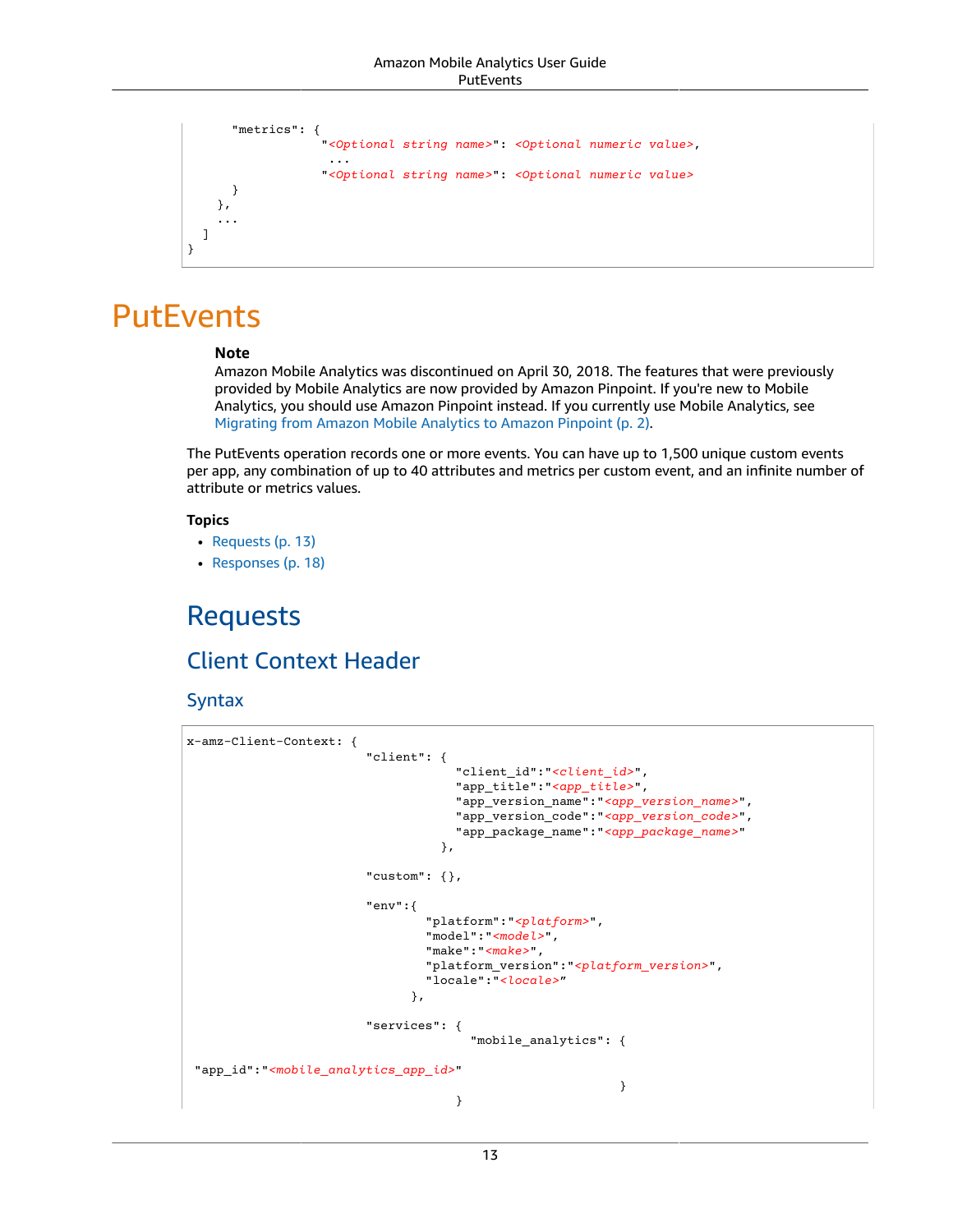```
      "metrics": {
                 "<Optional string name>": <Optional numeric value>,
                  ...
                 "<Optional string name>": <Optional numeric value>
      }
    },
    ...
  ]
}
```

# PutEvents

**Note**

Amazon Mobile Analytics was discontinued on April 30, 2018. The features that were previously provided by Mobile Analytics are now provided by Amazon Pinpoint. If you're new to Mobile Analytics, you should use Amazon Pinpoint instead. If you currently use Mobile Analytics, see Migrating from Amazon Mobile Analytics to Amazon Pinpoint (p. 2).

The PutEvents operation records one or more events. You can have up to 1,500 unique custom events per app, any combination of up to 40 attributes and metrics per custom event, and an infinite number of attribute or metrics values.

**Topics**

- Requests (p. 13)
- Responses (p. 18)

## Requests

### Client Context Header

#### Syntax

```
x-amz-Client-Context: {
                        "client": {
                                    "client_id":"<client_id>",
                                    "app_title":"<app_title>",
                                    "app_version_name":"<app_version_name>",
                                    "app_version_code":"<app_version_code>",
                                    "app_package_name":"<app_package_name>"
                                  },

                        "custom": {},

                        "env":{
                                "platform":"<platform>",
                                "model":"<model>",
                                "make":"<make>",
                                "platform_version":"<platform_version>",
                                "locale":"<locale>"
                              },

                        "services": {
                                      "mobile_analytics": {

 "app_id":"<mobile_analytics_app_id>"
                                                          }
                                    }
```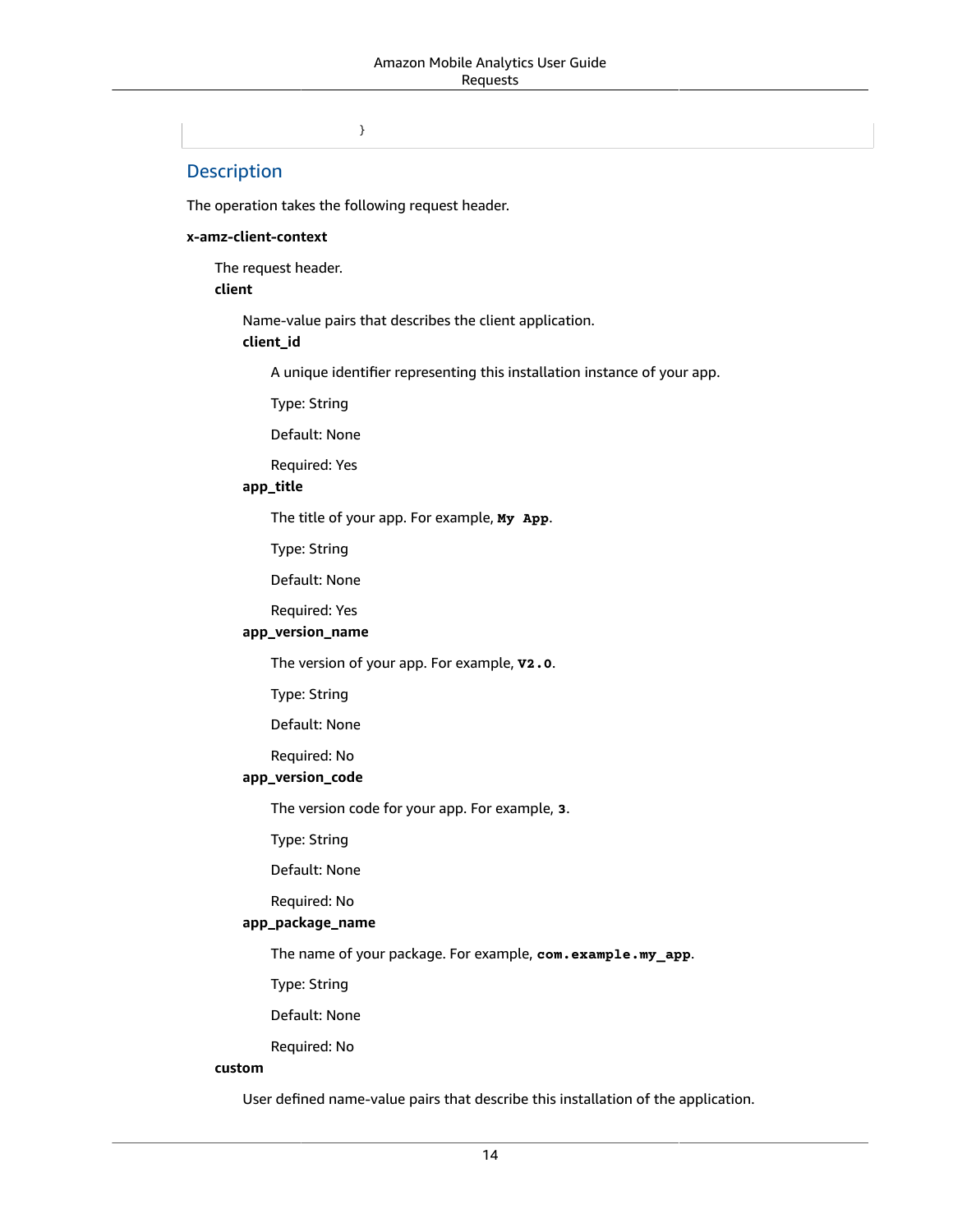```
}
```

## Description

The operation takes the following request header.

**x-amz-client-context**

The request header.

**client**

Name-value pairs that describes the client application.

**client_id**

A unique identifier representing this installation instance of your app.

Type: String

Default: None

Required: Yes

**app_title**

The title of your app. For example, **`My App`**.

Type: String

Default: None

Required: Yes

**app_version_name**

The version of your app. For example, **`V2.0`**.

Type: String

Default: None

Required: No

**app_version_code**

The version code for your app. For example, **`3`**.

Type: String

Default: None

Required: No

**app_package_name**

The name of your package. For example, **`com.example.my_app`**.

Type: String

Default: None

Required: No

**custom**

User defined name-value pairs that describe this installation of the application.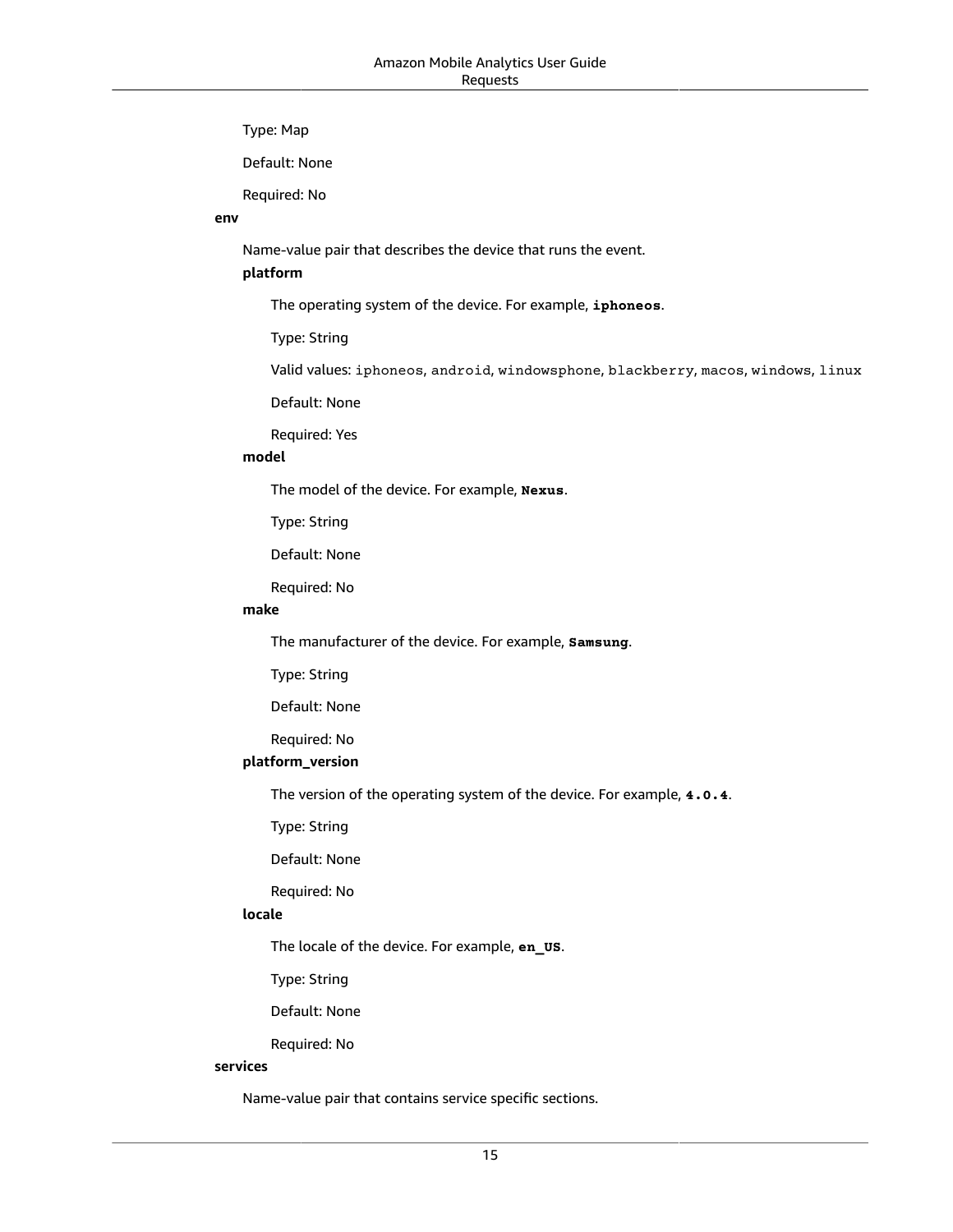Type: Map

Default: None

Required: No

**env**

Name-value pair that describes the device that runs the event.

**platform**

The operating system of the device. For example, **`iphoneos`**.

Type: String

Valid values: `iphoneos`, `android`, `windowsphone`, `blackberry`, `macos`, `windows`, `linux`

Default: None

Required: Yes

**model**

The model of the device. For example, **`Nexus`**.

Type: String

Default: None

Required: No

**make**

The manufacturer of the device. For example, **`Samsung`**.

Type: String

Default: None

Required: No

**platform_version**

The version of the operating system of the device. For example, **`4.0.4`**.

Type: String

Default: None

Required: No

**locale**

The locale of the device. For example, **`en_US`**.

Type: String

Default: None

Required: No

**services**

Name-value pair that contains service specific sections.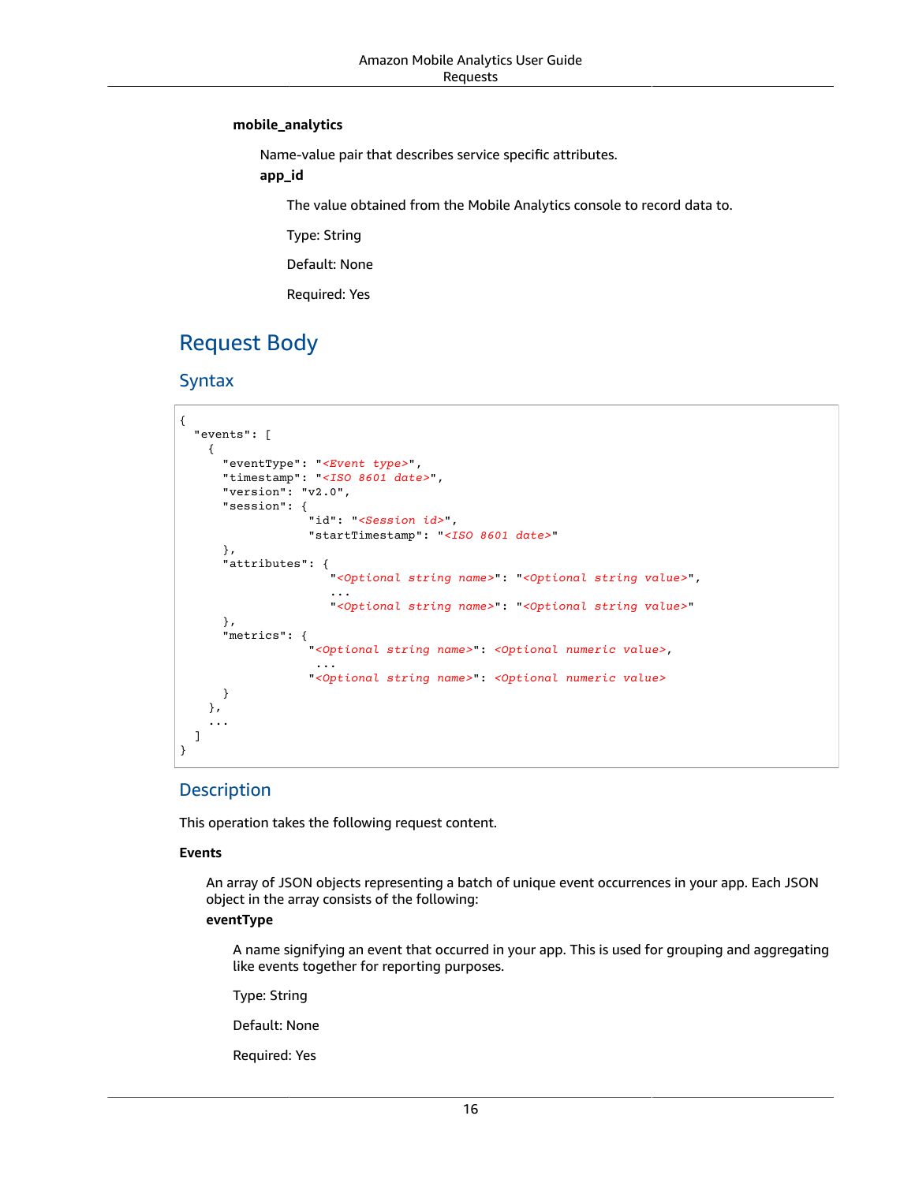**mobile_analytics**

Name-value pair that describes service specific attributes.

**app_id**

The value obtained from the Mobile Analytics console to record data to.

Type: String

Default: None

Required: Yes

## Request Body

### Syntax

```
{
  "events": [
    {
      "eventType": "<Event type>",
      "timestamp": "<ISO 8601 date>",
      "version": "v2.0",
      "session": {
                  "id": "<Session id>",
                  "startTimestamp": "<ISO 8601 date>"
      },
      "attributes": {
                       "<Optional string name>": "<Optional string value>",
                       ...
                       "<Optional string name>": "<Optional string value>"
      },
      "metrics": {
                  "<Optional string name>": <Optional numeric value>,
                   ...
                  "<Optional string name>": <Optional numeric value>
      }
    },
    ...
  ]
}
```

### Description

This operation takes the following request content.

**Events**

An array of JSON objects representing a batch of unique event occurrences in your app. Each JSON object in the array consists of the following:

**eventType**

A name signifying an event that occurred in your app. This is used for grouping and aggregating like events together for reporting purposes.

Type: String

Default: None

Required: Yes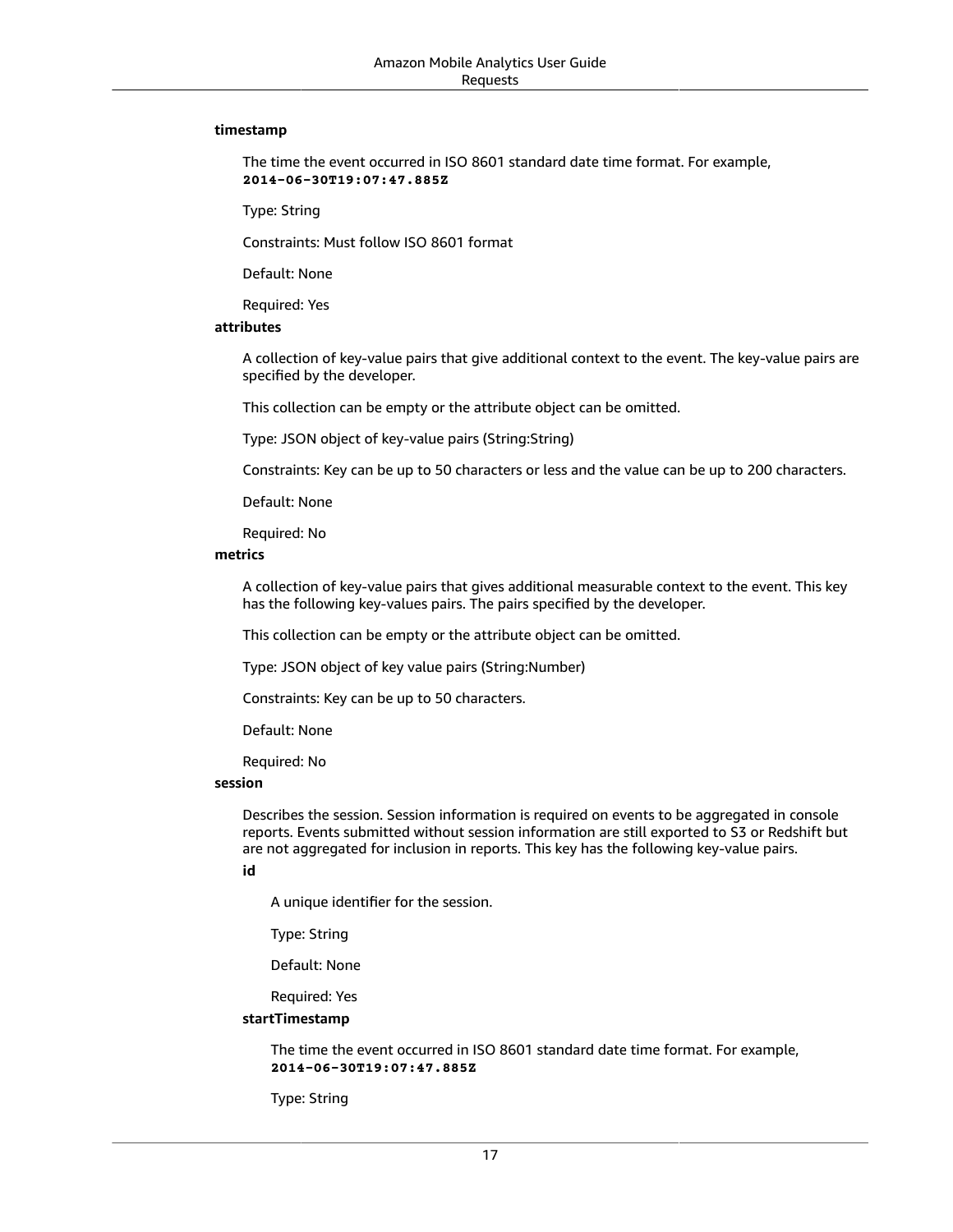**timestamp**

The time the event occurred in ISO 8601 standard date time format. For example, **`2014-06-30T19:07:47.885Z`**

Type: String

Constraints: Must follow ISO 8601 format

Default: None

Required: Yes

**attributes**

A collection of key-value pairs that give additional context to the event. The key-value pairs are specified by the developer.

This collection can be empty or the attribute object can be omitted.

Type: JSON object of key-value pairs (String:String)

Constraints: Key can be up to 50 characters or less and the value can be up to 200 characters.

Default: None

Required: No

**metrics**

A collection of key-value pairs that gives additional measurable context to the event. This key has the following key-values pairs. The pairs specified by the developer.

This collection can be empty or the attribute object can be omitted.

Type: JSON object of key value pairs (String:Number)

Constraints: Key can be up to 50 characters.

Default: None

Required: No

**session**

Describes the session. Session information is required on events to be aggregated in console reports. Events submitted without session information are still exported to S3 or Redshift but are not aggregated for inclusion in reports. This key has the following key-value pairs.

**id**

A unique identifier for the session.

Type: String

Default: None

Required: Yes

**startTimestamp**

The time the event occurred in ISO 8601 standard date time format. For example, **`2014-06-30T19:07:47.885Z`**

Type: String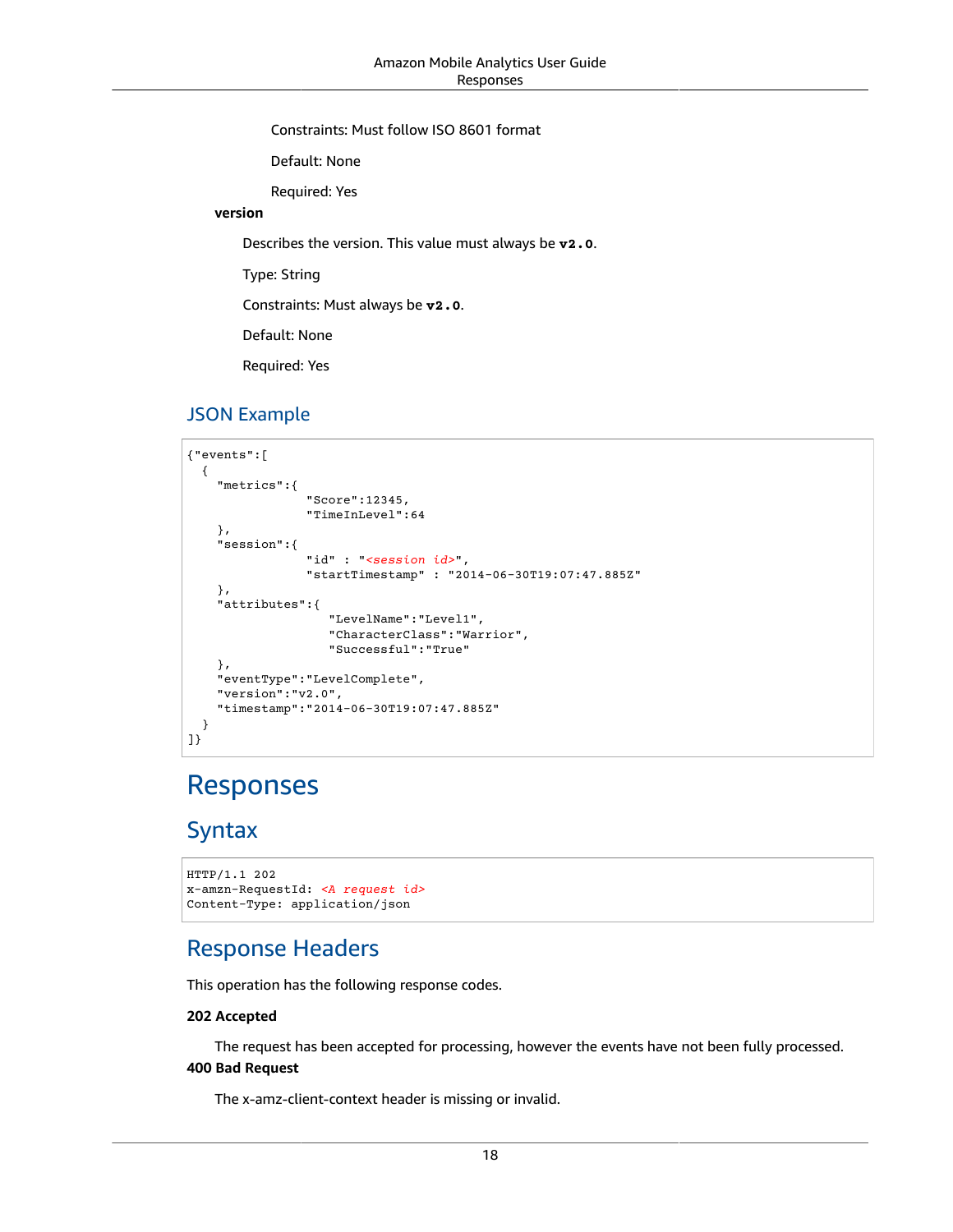Constraints: Must follow ISO 8601 format

Default: None

Required: Yes

**version**

Describes the version. This value must always be **v2.0**.

Type: String

Constraints: Must always be **v2.0**.

Default: None

Required: Yes

### JSON Example

```
{"events":[
  {
    "metrics":{
                "Score":12345,
                "TimeInLevel":64
    },
    "session":{
                "id" : "<session id>",
                "startTimestamp" : "2014-06-30T19:07:47.885Z"
    },
    "attributes":{
                   "LevelName":"Level1",
                   "CharacterClass":"Warrior",
                   "Successful":"True"
    },
    "eventType":"LevelComplete",
    "version":"v2.0",
    "timestamp":"2014-06-30T19:07:47.885Z"
  }
]}
```

# Responses

## Syntax

```
HTTP/1.1 202
x-amzn-RequestId: <A request id>
Content-Type: application/json
```

## Response Headers

This operation has the following response codes.

**202 Accepted**

The request has been accepted for processing, however the events have not been fully processed.

**400 Bad Request**

The x-amz-client-context header is missing or invalid.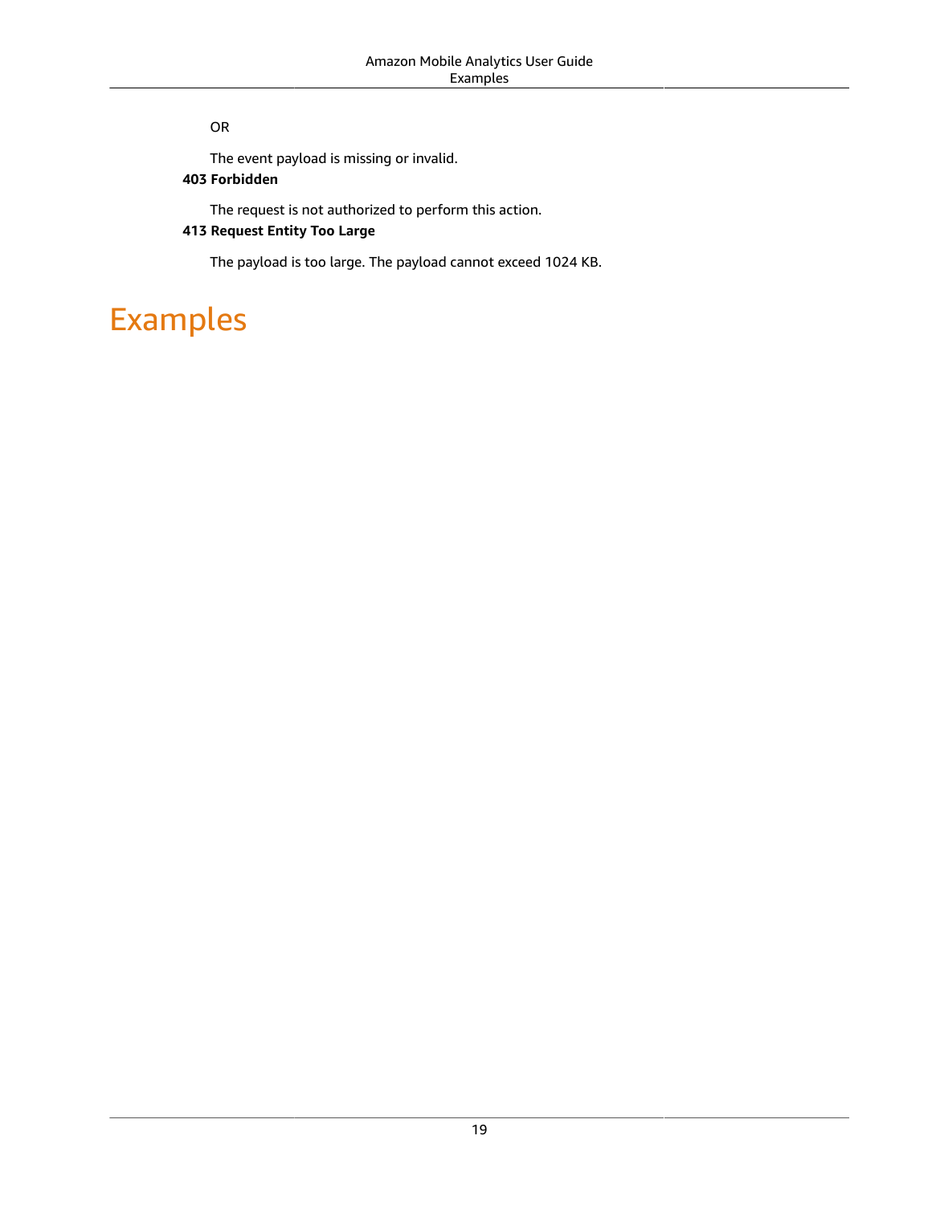OR

The event payload is missing or invalid.

**403 Forbidden**

The request is not authorized to perform this action.

**413 Request Entity Too Large**

The payload is too large. The payload cannot exceed 1024 KB.

# Examples